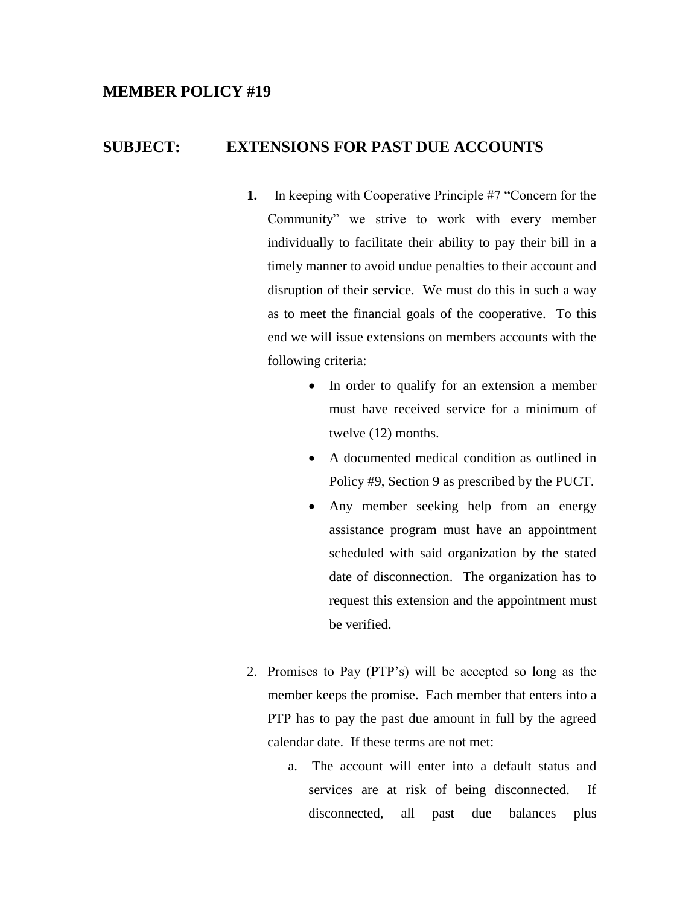## MEMBER POLICY #19

## SUBJECT: EXTENSIONS FOR PAST DUE ACCOUNTS

1. In keeping with Cooperative Principle #7 "Concern for the Community" we strive to work with every member individually to facilitate their ability to pay their bill in a timely manner to avoid undue penalties to their account and disruption of their service. We must do this in such a way as to meet the financial goals of the cooperative. To this end we will issue extensions on members accounts with the following criteria:
   - In order to qualify for an extension a member must have received service for a minimum of twelve (12) months.
   - A documented medical condition as outlined in Policy #9, Section 9 as prescribed by the PUCT.
   - Any member seeking help from an energy assistance program must have an appointment scheduled with said organization by the stated date of disconnection. The organization has to request this extension and the appointment must be verified.

2. Promises to Pay (PTP's) will be accepted so long as the member keeps the promise. Each member that enters into a PTP has to pay the past due amount in full by the agreed calendar date. If these terms are not met:
   a. The account will enter into a default status and services are at risk of being disconnected. If disconnected, all past due balances plus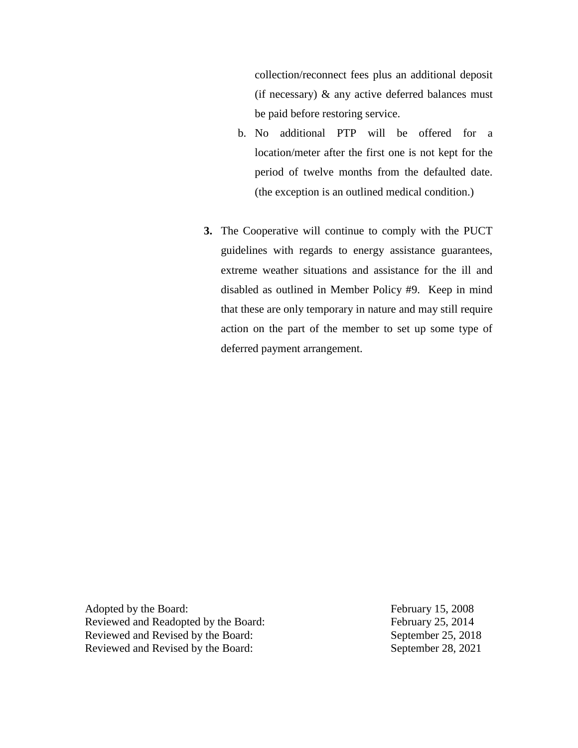collection/reconnect fees plus an additional deposit (if necessary) & any active deferred balances must be paid before restoring service.

b. No additional PTP will be offered for a location/meter after the first one is not kept for the period of twelve months from the defaulted date. (the exception is an outlined medical condition.)

**3.** The Cooperative will continue to comply with the PUCT guidelines with regards to energy assistance guarantees, extreme weather situations and assistance for the ill and disabled as outlined in Member Policy #9. Keep in mind that these are only temporary in nature and may still require action on the part of the member to set up some type of deferred payment arrangement.

| | |
|---|---|
| Adopted by the Board: | February 15, 2008 |
| Reviewed and Readopted by the Board: | February 25, 2014 |
| Reviewed and Revised by the Board: | September 25, 2018 |
| Reviewed and Revised by the Board: | September 28, 2021 |